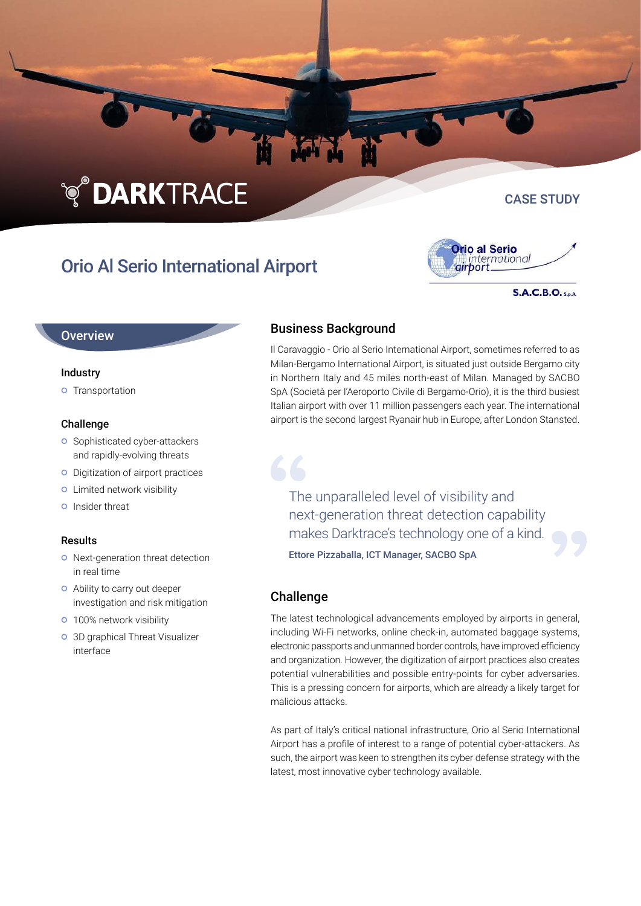DARKTRACE

CASE STUDY

# Orio Al Serio International Airport

Orio al Serio international airport

S.A.C.B.O. S.p.A.

## Overview

### Industry

- Transportation

### Challenge

- Sophisticated cyber-attackers and rapidly-evolving threats
- Digitization of airport practices
- Limited network visibility
- Insider threat

### Results

- Next-generation threat detection in real time
- Ability to carry out deeper investigation and risk mitigation
- 100% network visibility
- 3D graphical Threat Visualizer interface

## Business Background

Il Caravaggio - Orio al Serio International Airport, sometimes referred to as Milan-Bergamo International Airport, is situated just outside Bergamo city in Northern Italy and 45 miles north-east of Milan. Managed by SACBO SpA (Società per l'Aeroporto Civile di Bergamo-Orio), it is the third busiest Italian airport with over 11 million passengers each year. The international airport is the second largest Ryanair hub in Europe, after London Stansted.

> The unparalleled level of visibility and next-generation threat detection capability makes Darktrace's technology one of a kind.
>
> **Ettore Pizzaballa, ICT Manager, SACBO SpA**

## Challenge

The latest technological advancements employed by airports in general, including Wi-Fi networks, online check-in, automated baggage systems, electronic passports and unmanned border controls, have improved efficiency and organization. However, the digitization of airport practices also creates potential vulnerabilities and possible entry-points for cyber adversaries. This is a pressing concern for airports, which are already a likely target for malicious attacks.

As part of Italy's critical national infrastructure, Orio al Serio International Airport has a profile of interest to a range of potential cyber-attackers. As such, the airport was keen to strengthen its cyber defense strategy with the latest, most innovative cyber technology available.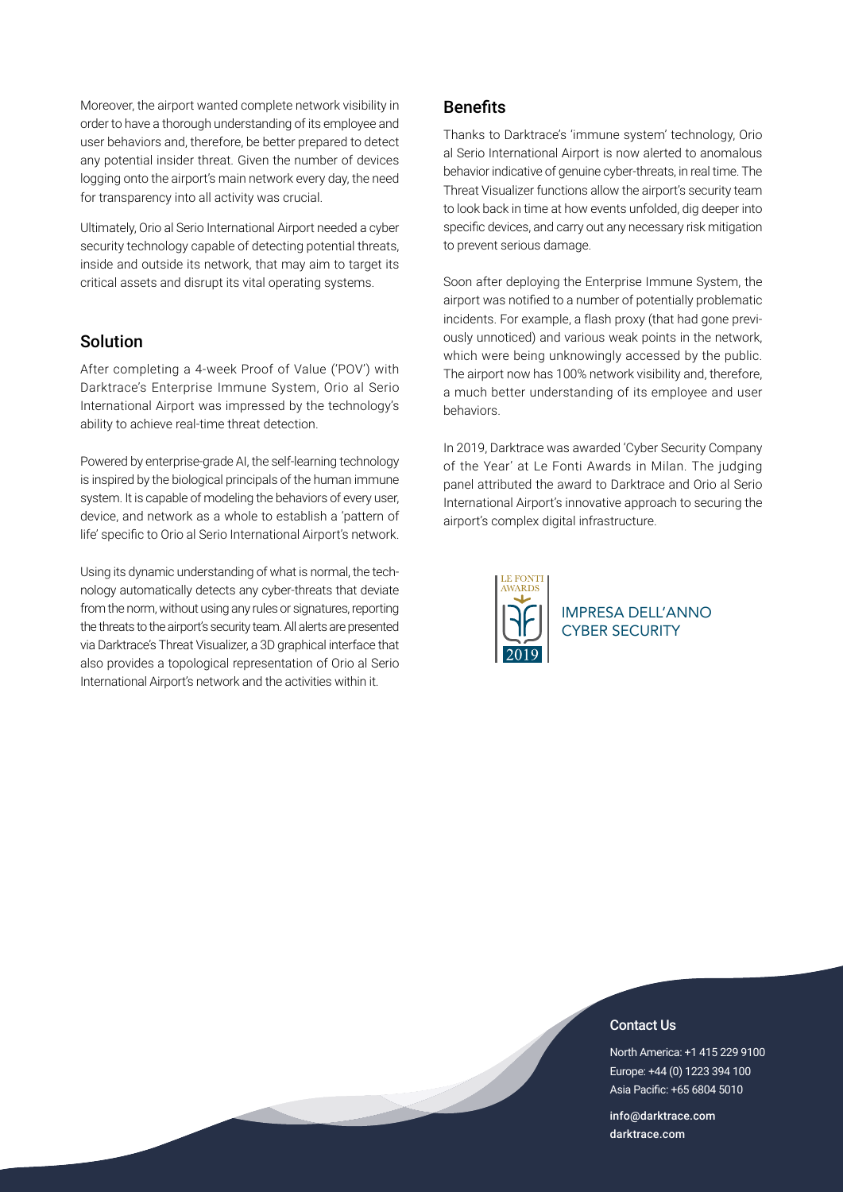Moreover, the airport wanted complete network visibility in order to have a thorough understanding of its employee and user behaviors and, therefore, be better prepared to detect any potential insider threat. Given the number of devices logging onto the airport's main network every day, the need for transparency into all activity was crucial.

Ultimately, Orio al Serio International Airport needed a cyber security technology capable of detecting potential threats, inside and outside its network, that may aim to target its critical assets and disrupt its vital operating systems.

## Solution

After completing a 4-week Proof of Value ('POV') with Darktrace's Enterprise Immune System, Orio al Serio International Airport was impressed by the technology's ability to achieve real-time threat detection.

Powered by enterprise-grade AI, the self-learning technology is inspired by the biological principals of the human immune system. It is capable of modeling the behaviors of every user, device, and network as a whole to establish a 'pattern of life' specific to Orio al Serio International Airport's network.

Using its dynamic understanding of what is normal, the technology automatically detects any cyber-threats that deviate from the norm, without using any rules or signatures, reporting the threats to the airport's security team. All alerts are presented via Darktrace's Threat Visualizer, a 3D graphical interface that also provides a topological representation of Orio al Serio International Airport's network and the activities within it.

## Benefits

Thanks to Darktrace's 'immune system' technology, Orio al Serio International Airport is now alerted to anomalous behavior indicative of genuine cyber-threats, in real time. The Threat Visualizer functions allow the airport's security team to look back in time at how events unfolded, dig deeper into specific devices, and carry out any necessary risk mitigation to prevent serious damage.

Soon after deploying the Enterprise Immune System, the airport was notified to a number of potentially problematic incidents. For example, a flash proxy (that had gone previously unnoticed) and various weak points in the network, which were being unknowingly accessed by the public. The airport now has 100% network visibility and, therefore, a much better understanding of its employee and user behaviors.

In 2019, Darktrace was awarded 'Cyber Security Company of the Year' at Le Fonti Awards in Milan. The judging panel attributed the award to Darktrace and Orio al Serio International Airport's innovative approach to securing the airport's complex digital infrastructure.

LE FONTI AWARDS 2019

IMPRESA DELL'ANNO CYBER SECURITY

### Contact Us

North America: +1 415 229 9100
Europe: +44 (0) 1223 394 100
Asia Pacific: +65 6804 5010

info@darktrace.com
darktrace.com